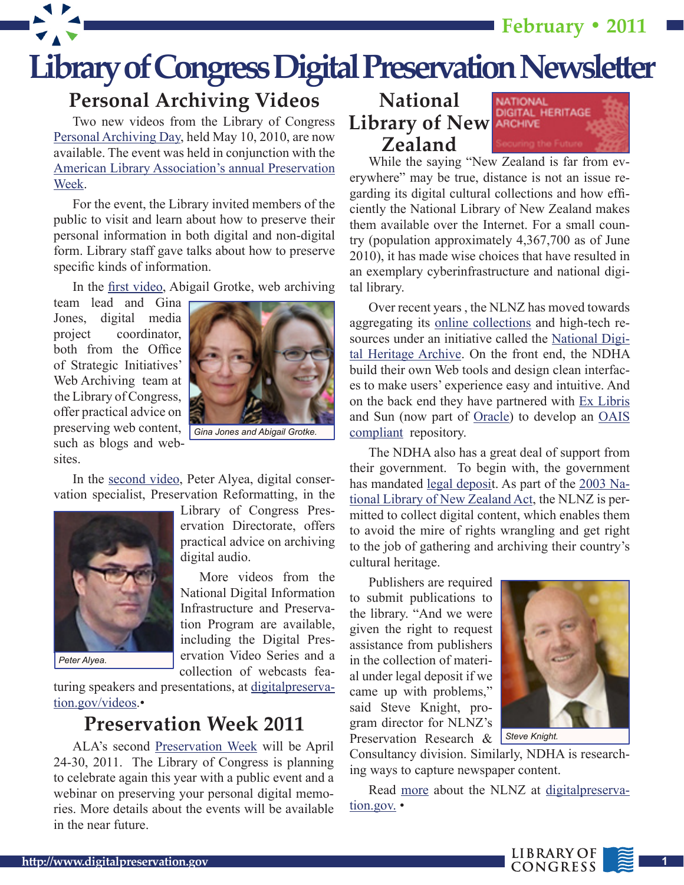# Library of Congress Digital Preservation Newsletter

February • 2011

## Personal Archiving Videos

Two new videos from the Library of Congress Personal Archiving Day, held May 10, 2010, are now available. The event was held in conjunction with the American Library Association's annual Preservation Week.

For the event, the Library invited members of the public to visit and learn about how to preserve their personal information in both digital and non-digital form. Library staff gave talks about how to preserve specific kinds of information.

In the first video, Abigail Grotke, web archiving team lead and Gina Jones, digital media project coordinator, both from the Office of Strategic Initiatives' Web Archiving team at the Library of Congress, offer practical advice on preserving web content, such as blogs and websites.

*Gina Jones and Abigail Grotke.*

In the second video, Peter Alyea, digital conservation specialist, Preservation Reformatting, in the Library of Congress Preservation Directorate, offers practical advice on archiving digital audio.

*Peter Alyea.*

More videos from the National Digital Information Infrastructure and Preservation Program are available, including the Digital Preservation Video Series and a collection of webcasts featuring speakers and presentations, at digitalpreservation.gov/videos.•

## Preservation Week 2011

ALA's second Preservation Week will be April 24-30, 2011. The Library of Congress is planning to celebrate again this year with a public event and a webinar on preserving your personal digital memories. More details about the events will be available in the near future.

## National Library of New Zealand

NATIONAL DIGITAL HERITAGE ARCHIVE

Securing the Future

While the saying "New Zealand is far from everywhere" may be true, distance is not an issue regarding its digital cultural collections and how efficiently the National Library of New Zealand makes them available over the Internet. For a small country (population approximately 4,367,700 as of June 2010), it has made wise choices that have resulted in an exemplary cyberinfrastructure and national digital library.

Over recent years , the NLNZ has moved towards aggregating its online collections and high-tech resources under an initiative called the National Digital Heritage Archive. On the front end, the NDHA build their own Web tools and design clean interfaces to make users' experience easy and intuitive. And on the back end they have partnered with Ex Libris and Sun (now part of Oracle) to develop an OAIS compliant repository.

The NDHA also has a great deal of support from their government. To begin with, the government has mandated legal deposit. As part of the 2003 National Library of New Zealand Act, the NLNZ is permitted to collect digital content, which enables them to avoid the mire of rights wrangling and get right to the job of gathering and archiving their country's cultural heritage.

Publishers are required to submit publications to the library. "And we were given the right to request assistance from publishers in the collection of material under legal deposit if we came up with problems," said Steve Knight, program director for NLNZ's Preservation Research & Consultancy division. Similarly, NDHA is researching ways to capture newspaper content.

*Steve Knight.*

Read more about the NLNZ at digitalpreservation.gov. •

http://www.digitalpreservation.gov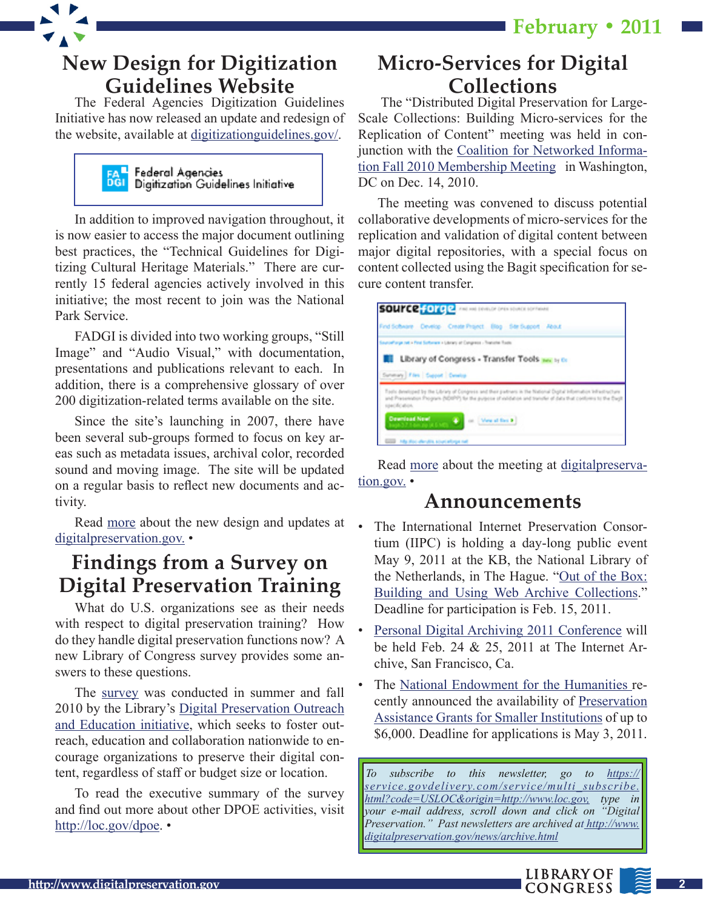## New Design for Digitization Guidelines Website

The Federal Agencies Digitization Guidelines Initiative has now released an update and redesign of the website, available at digitizationguidelines.gov/.

In addition to improved navigation throughout, it is now easier to access the major document outlining best practices, the "Technical Guidelines for Digitizing Cultural Heritage Materials." There are currently 15 federal agencies actively involved in this initiative; the most recent to join was the National Park Service.

FADGI is divided into two working groups, "Still Image" and "Audio Visual," with documentation, presentations and publications relevant to each. In addition, there is a comprehensive glossary of over 200 digitization-related terms available on the site.

Since the site's launching in 2007, there have been several sub-groups formed to focus on key areas such as metadata issues, archival color, recorded sound and moving image. The site will be updated on a regular basis to reflect new documents and activity.

Read more about the new design and updates at digitalpreservation.gov. •

## Findings from a Survey on Digital Preservation Training

What do U.S. organizations see as their needs with respect to digital preservation training? How do they handle digital preservation functions now? A new Library of Congress survey provides some answers to these questions.

The survey was conducted in summer and fall 2010 by the Library's Digital Preservation Outreach and Education initiative, which seeks to foster outreach, education and collaboration nationwide to encourage organizations to preserve their digital content, regardless of staff or budget size or location.

To read the executive summary of the survey and find out more about other DPOE activities, visit http://loc.gov/dpoe. •

## Micro-Services for Digital Collections

The "Distributed Digital Preservation for Large-Scale Collections: Building Micro-services for the Replication of Content" meeting was held in conjunction with the Coalition for Networked Information Fall 2010 Membership Meeting in Washington, DC on Dec. 14, 2010.

The meeting was convened to discuss potential collaborative developments of micro-services for the replication and validation of digital content between major digital repositories, with a special focus on content collected using the Bagit specification for secure content transfer.

Read more about the meeting at digitalpreservation.gov. •

## Announcements

- The International Internet Preservation Consortium (IIPC) is holding a day-long public event May 9, 2011 at the KB, the National Library of the Netherlands, in The Hague. "Out of the Box: Building and Using Web Archive Collections." Deadline for participation is Feb. 15, 2011.
- Personal Digital Archiving 2011 Conference will be held Feb. 24 & 25, 2011 at The Internet Archive, San Francisco, Ca.
- The National Endowment for the Humanities recently announced the availability of Preservation Assistance Grants for Smaller Institutions of up to $6,000. Deadline for applications is May 3, 2011.

*To subscribe to this newsletter, go to https://service.govdelivery.com/service/multi_subscribe.html?code=USLOC&origin=http://www.loc.gov, type in your e-mail address, scroll down and click on "Digital Preservation." Past newsletters are archived at http://www.digitalpreservation.gov/news/archive.html*